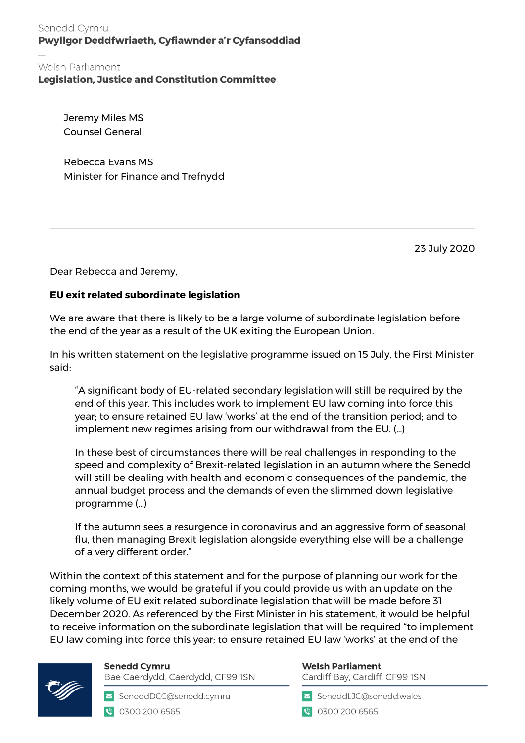Senedd Cymru
**Pwyllgor Deddfwriaeth, Cyfiawnder a'r Cyfansoddiad**

—

Welsh Parliament
**Legislation, Justice and Constitution Committee**

Jeremy Miles MS
Counsel General

Rebecca Evans MS
Minister for Finance and Trefnydd

23 July 2020

Dear Rebecca and Jeremy,

**EU exit related subordinate legislation**

We are aware that there is likely to be a large volume of subordinate legislation before the end of the year as a result of the UK exiting the European Union.

In his written statement on the legislative programme issued on 15 July, the First Minister said:

> "A significant body of EU-related secondary legislation will still be required by the end of this year. This includes work to implement EU law coming into force this year; to ensure retained EU law 'works' at the end of the transition period; and to implement new regimes arising from our withdrawal from the EU. (…)
>
> In these best of circumstances there will be real challenges in responding to the speed and complexity of Brexit-related legislation in an autumn where the Senedd will still be dealing with health and economic consequences of the pandemic, the annual budget process and the demands of even the slimmed down legislative programme (…)
>
> If the autumn sees a resurgence in coronavirus and an aggressive form of seasonal flu, then managing Brexit legislation alongside everything else will be a challenge of a very different order."

Within the context of this statement and for the purpose of planning our work for the coming months, we would be grateful if you could provide us with an update on the likely volume of EU exit related subordinate legislation that will be made before 31 December 2020. As referenced by the First Minister in his statement, it would be helpful to receive information on the subordinate legislation that will be required "to implement EU law coming into force this year; to ensure retained EU law 'works' at the end of the

**Senedd Cymru**
Bae Caerdydd, Caerdydd, CF99 1SN
SeneddDCC@senedd.cymru
0300 200 6565

**Welsh Parliament**
Cardiff Bay, Cardiff, CF99 1SN
SeneddLJC@senedd.wales
0300 200 6565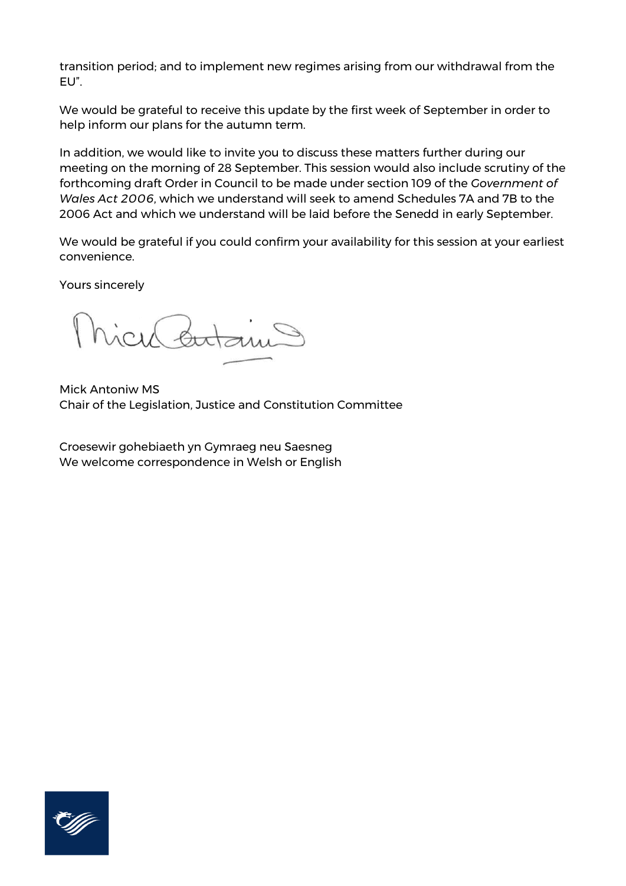transition period; and to implement new regimes arising from our withdrawal from the EU".

We would be grateful to receive this update by the first week of September in order to help inform our plans for the autumn term.

In addition, we would like to invite you to discuss these matters further during our meeting on the morning of 28 September. This session would also include scrutiny of the forthcoming draft Order in Council to be made under section 109 of the *Government of Wales Act 2006*, which we understand will seek to amend Schedules 7A and 7B to the 2006 Act and which we understand will be laid before the Senedd in early September.

We would be grateful if you could confirm your availability for this session at your earliest convenience.

Yours sincerely

Mick Antoniw MS
Chair of the Legislation, Justice and Constitution Committee

Croesewir gohebiaeth yn Gymraeg neu Saesneg
We welcome correspondence in Welsh or English